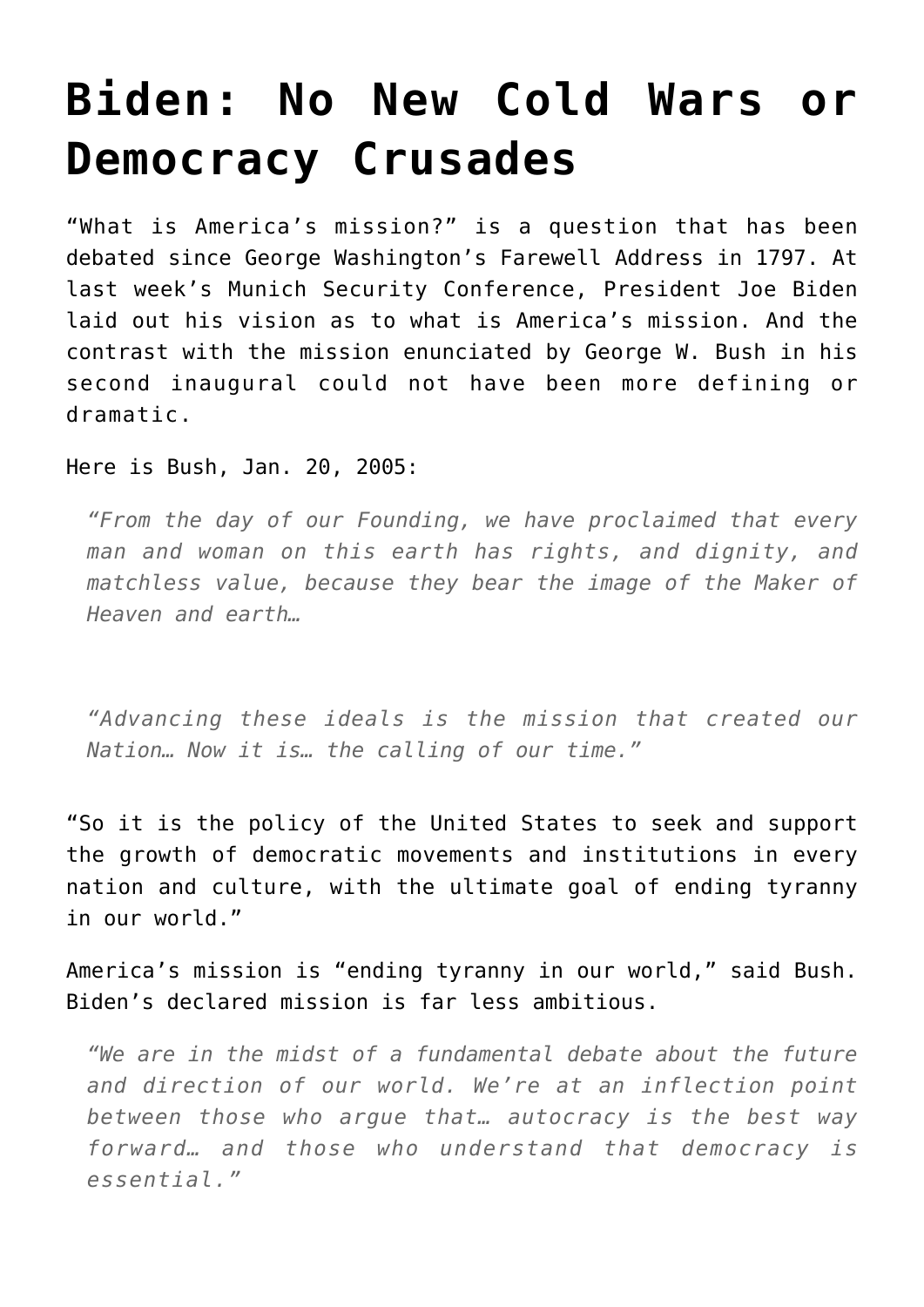# Biden: No New Cold Wars or Democracy Crusades

"What is America's mission?" is a question that has been debated since George Washington's Farewell Address in 1797. At last week's Munich Security Conference, President Joe Biden laid out his vision as to what is America's mission. And the contrast with the mission enunciated by George W. Bush in his second inaugural could not have been more defining or dramatic.

Here is Bush, Jan. 20, 2005:

> *"From the day of our Founding, we have proclaimed that every man and woman on this earth has rights, and dignity, and matchless value, because they bear the image of the Maker of Heaven and earth…*
>
> *"Advancing these ideals is the mission that created our Nation… Now it is… the calling of our time."*

"So it is the policy of the United States to seek and support the growth of democratic movements and institutions in every nation and culture, with the ultimate goal of ending tyranny in our world."

America's mission is "ending tyranny in our world," said Bush. Biden's declared mission is far less ambitious.

> *"We are in the midst of a fundamental debate about the future and direction of our world. We're at an inflection point between those who argue that… autocracy is the best way forward… and those who understand that democracy is essential."*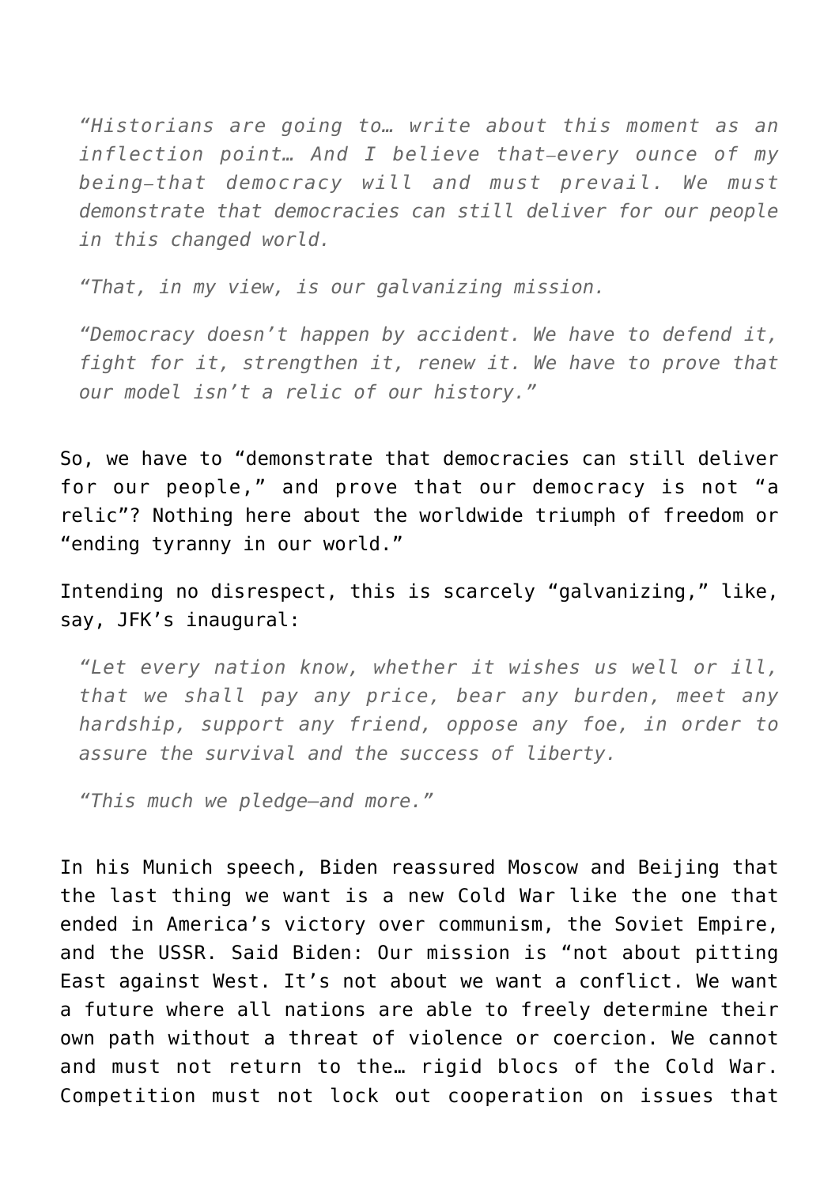> *"Historians are going to… write about this moment as an inflection point… And I believe that—every ounce of my being—that democracy will and must prevail. We must demonstrate that democracies can still deliver for our people in this changed world.*
>
> *"That, in my view, is our galvanizing mission.*
>
> *"Democracy doesn't happen by accident. We have to defend it, fight for it, strengthen it, renew it. We have to prove that our model isn't a relic of our history."*

So, we have to "demonstrate that democracies can still deliver for our people," and prove that our democracy is not "a relic"? Nothing here about the worldwide triumph of freedom or "ending tyranny in our world."

Intending no disrespect, this is scarcely "galvanizing," like, say, JFK's inaugural:

> *"Let every nation know, whether it wishes us well or ill, that we shall pay any price, bear any burden, meet any hardship, support any friend, oppose any foe, in order to assure the survival and the success of liberty.*
>
> *"This much we pledge—and more."*

In his Munich speech, Biden reassured Moscow and Beijing that the last thing we want is a new Cold War like the one that ended in America's victory over communism, the Soviet Empire, and the USSR. Said Biden: Our mission is "not about pitting East against West. It's not about we want a conflict. We want a future where all nations are able to freely determine their own path without a threat of violence or coercion. We cannot and must not return to the… rigid blocs of the Cold War. Competition must not lock out cooperation on issues that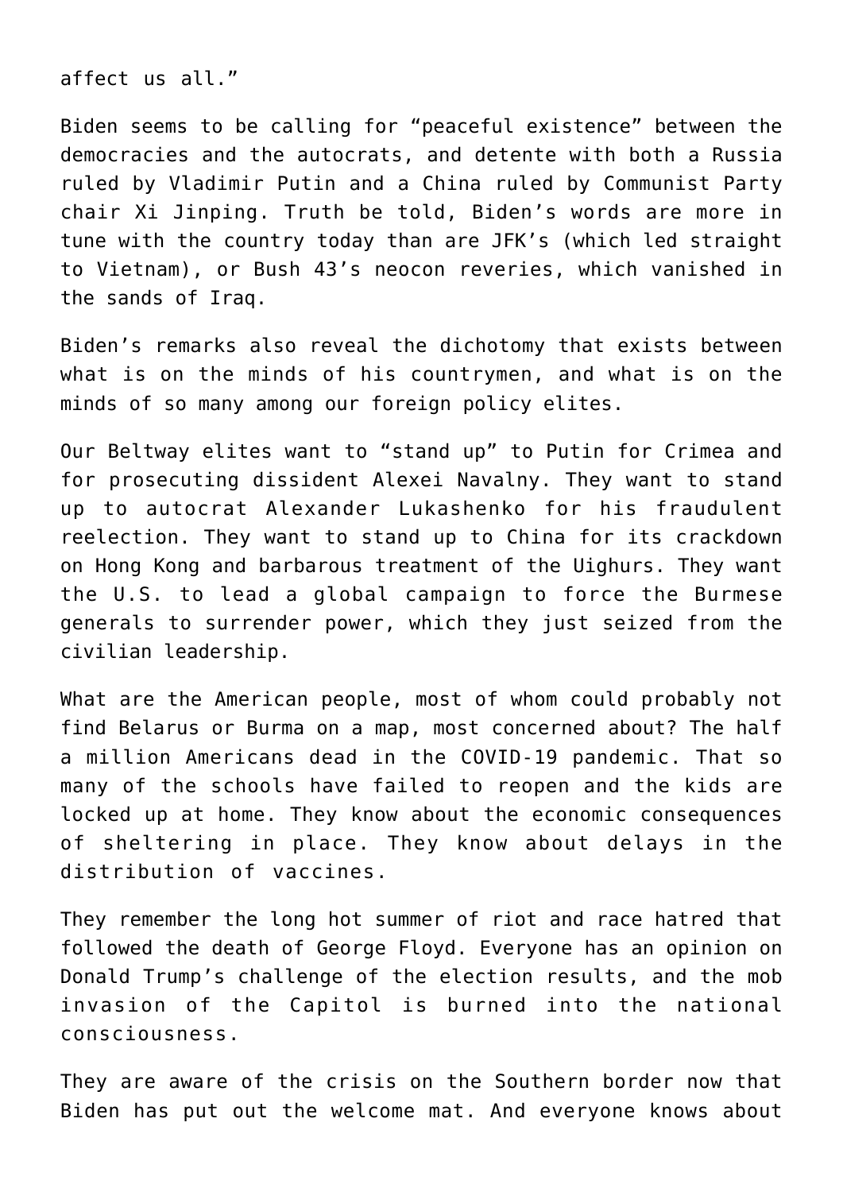affect us all."

Biden seems to be calling for "peaceful existence" between the democracies and the autocrats, and detente with both a Russia ruled by Vladimir Putin and a China ruled by Communist Party chair Xi Jinping. Truth be told, Biden's words are more in tune with the country today than are JFK's (which led straight to Vietnam), or Bush 43's neocon reveries, which vanished in the sands of Iraq.

Biden's remarks also reveal the dichotomy that exists between what is on the minds of his countrymen, and what is on the minds of so many among our foreign policy elites.

Our Beltway elites want to "stand up" to Putin for Crimea and for prosecuting dissident Alexei Navalny. They want to stand up to autocrat Alexander Lukashenko for his fraudulent reelection. They want to stand up to China for its crackdown on Hong Kong and barbarous treatment of the Uighurs. They want the U.S. to lead a global campaign to force the Burmese generals to surrender power, which they just seized from the civilian leadership.

What are the American people, most of whom could probably not find Belarus or Burma on a map, most concerned about? The half a million Americans dead in the COVID-19 pandemic. That so many of the schools have failed to reopen and the kids are locked up at home. They know about the economic consequences of sheltering in place. They know about delays in the distribution of vaccines.

They remember the long hot summer of riot and race hatred that followed the death of George Floyd. Everyone has an opinion on Donald Trump's challenge of the election results, and the mob invasion of the Capitol is burned into the national consciousness.

They are aware of the crisis on the Southern border now that Biden has put out the welcome mat. And everyone knows about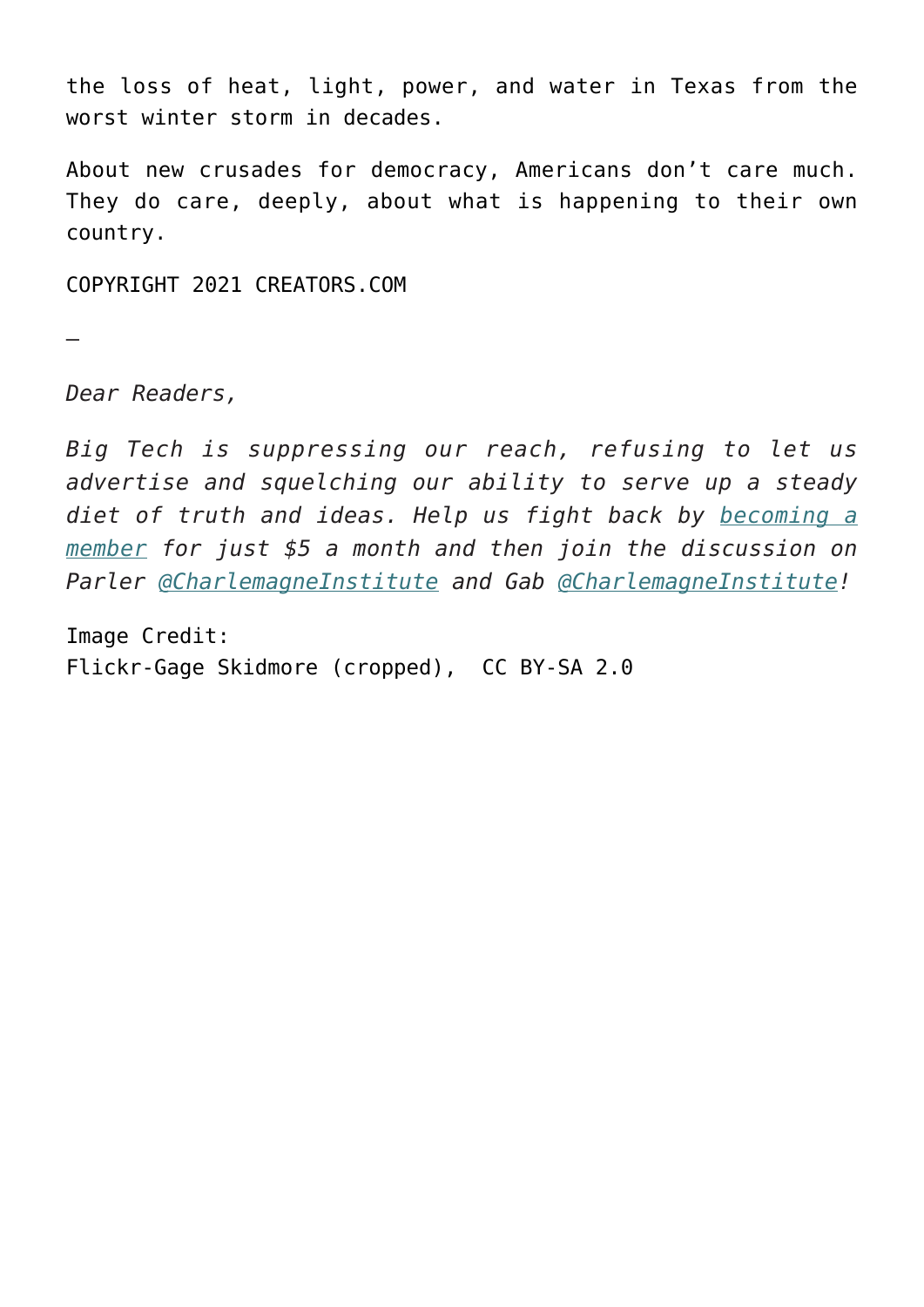the loss of heat, light, power, and water in Texas from the worst winter storm in decades.

About new crusades for democracy, Americans don't care much. They do care, deeply, about what is happening to their own country.

COPYRIGHT 2021 CREATORS.COM

—

*Dear Readers,*

*Big Tech is suppressing our reach, refusing to let us advertise and squelching our ability to serve up a steady diet of truth and ideas. Help us fight back by becoming a member for just $5 a month and then join the discussion on Parler @CharlemagneInstitute and Gab @CharlemagneInstitute!*

Image Credit:
Flickr-Gage Skidmore (cropped), CC BY-SA 2.0